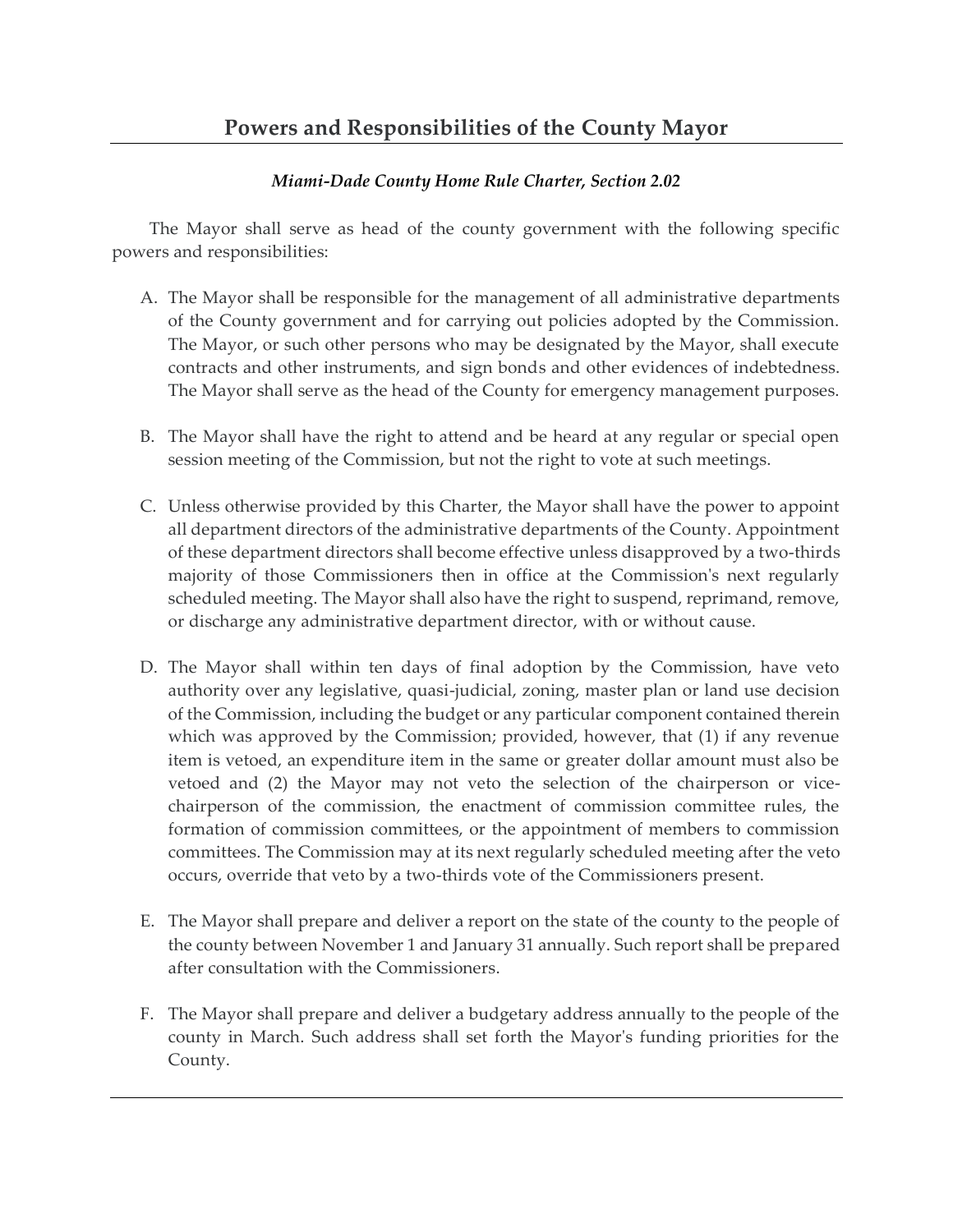## Powers and Responsibilities of the County Mayor

*Miami-Dade County Home Rule Charter, Section 2.02*

The Mayor shall serve as head of the county government with the following specific powers and responsibilities:

A. The Mayor shall be responsible for the management of all administrative departments of the County government and for carrying out policies adopted by the Commission. The Mayor, or such other persons who may be designated by the Mayor, shall execute contracts and other instruments, and sign bonds and other evidences of indebtedness. The Mayor shall serve as the head of the County for emergency management purposes.

B. The Mayor shall have the right to attend and be heard at any regular or special open session meeting of the Commission, but not the right to vote at such meetings.

C. Unless otherwise provided by this Charter, the Mayor shall have the power to appoint all department directors of the administrative departments of the County. Appointment of these department directors shall become effective unless disapproved by a two-thirds majority of those Commissioners then in office at the Commission's next regularly scheduled meeting. The Mayor shall also have the right to suspend, reprimand, remove, or discharge any administrative department director, with or without cause.

D. The Mayor shall within ten days of final adoption by the Commission, have veto authority over any legislative, quasi-judicial, zoning, master plan or land use decision of the Commission, including the budget or any particular component contained therein which was approved by the Commission; provided, however, that (1) if any revenue item is vetoed, an expenditure item in the same or greater dollar amount must also be vetoed and (2) the Mayor may not veto the selection of the chairperson or vice-chairperson of the commission, the enactment of commission committee rules, the formation of commission committees, or the appointment of members to commission committees. The Commission may at its next regularly scheduled meeting after the veto occurs, override that veto by a two-thirds vote of the Commissioners present.

E. The Mayor shall prepare and deliver a report on the state of the county to the people of the county between November 1 and January 31 annually. Such report shall be prepared after consultation with the Commissioners.

F. The Mayor shall prepare and deliver a budgetary address annually to the people of the county in March. Such address shall set forth the Mayor's funding priorities for the County.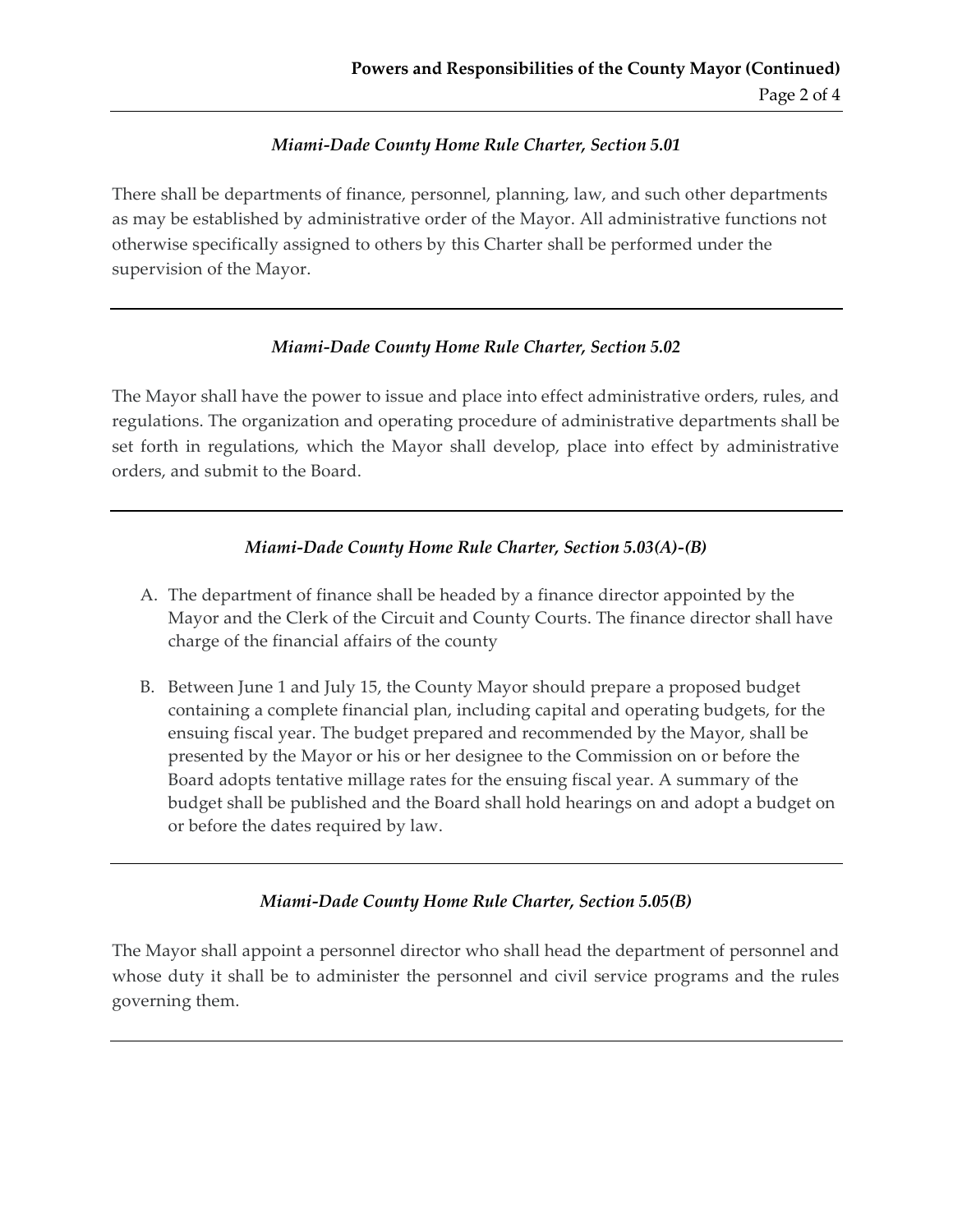### *Miami-Dade County Home Rule Charter, Section 5.01*

There shall be departments of finance, personnel, planning, law, and such other departments as may be established by administrative order of the Mayor. All administrative functions not otherwise specifically assigned to others by this Charter shall be performed under the supervision of the Mayor.

---

### *Miami-Dade County Home Rule Charter, Section 5.02*

The Mayor shall have the power to issue and place into effect administrative orders, rules, and regulations. The organization and operating procedure of administrative departments shall be set forth in regulations, which the Mayor shall develop, place into effect by administrative orders, and submit to the Board.

---

### *Miami-Dade County Home Rule Charter, Section 5.03(A)-(B)*

A. The department of finance shall be headed by a finance director appointed by the Mayor and the Clerk of the Circuit and County Courts. The finance director shall have charge of the financial affairs of the county

B. Between June 1 and July 15, the County Mayor should prepare a proposed budget containing a complete financial plan, including capital and operating budgets, for the ensuing fiscal year. The budget prepared and recommended by the Mayor, shall be presented by the Mayor or his or her designee to the Commission on or before the Board adopts tentative millage rates for the ensuing fiscal year. A summary of the budget shall be published and the Board shall hold hearings on and adopt a budget on or before the dates required by law.

---

### *Miami-Dade County Home Rule Charter, Section 5.05(B)*

The Mayor shall appoint a personnel director who shall head the department of personnel and whose duty it shall be to administer the personnel and civil service programs and the rules governing them.

---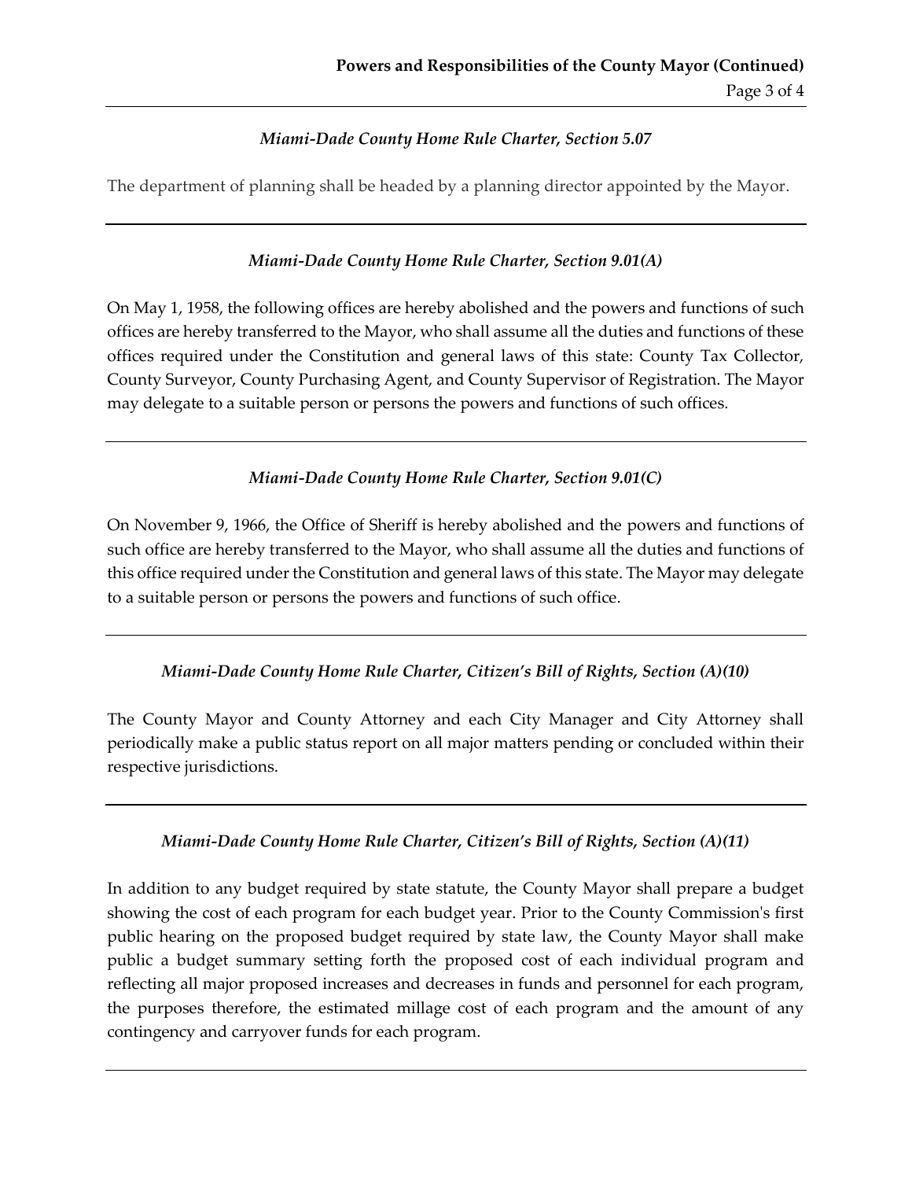### *Miami-Dade County Home Rule Charter, Section 5.07*

The department of planning shall be headed by a planning director appointed by the Mayor.

---

### *Miami-Dade County Home Rule Charter, Section 9.01(A)*

On May 1, 1958, the following offices are hereby abolished and the powers and functions of such offices are hereby transferred to the Mayor, who shall assume all the duties and functions of these offices required under the Constitution and general laws of this state: County Tax Collector, County Surveyor, County Purchasing Agent, and County Supervisor of Registration. The Mayor may delegate to a suitable person or persons the powers and functions of such offices.

---

### *Miami-Dade County Home Rule Charter, Section 9.01(C)*

On November 9, 1966, the Office of Sheriff is hereby abolished and the powers and functions of such office are hereby transferred to the Mayor, who shall assume all the duties and functions of this office required under the Constitution and general laws of this state. The Mayor may delegate to a suitable person or persons the powers and functions of such office.

---

### *Miami-Dade County Home Rule Charter, Citizen's Bill of Rights, Section (A)(10)*

The County Mayor and County Attorney and each City Manager and City Attorney shall periodically make a public status report on all major matters pending or concluded within their respective jurisdictions.

---

### *Miami-Dade County Home Rule Charter, Citizen's Bill of Rights, Section (A)(11)*

In addition to any budget required by state statute, the County Mayor shall prepare a budget showing the cost of each program for each budget year. Prior to the County Commission's first public hearing on the proposed budget required by state law, the County Mayor shall make public a budget summary setting forth the proposed cost of each individual program and reflecting all major proposed increases and decreases in funds and personnel for each program, the purposes therefore, the estimated millage cost of each program and the amount of any contingency and carryover funds for each program.

---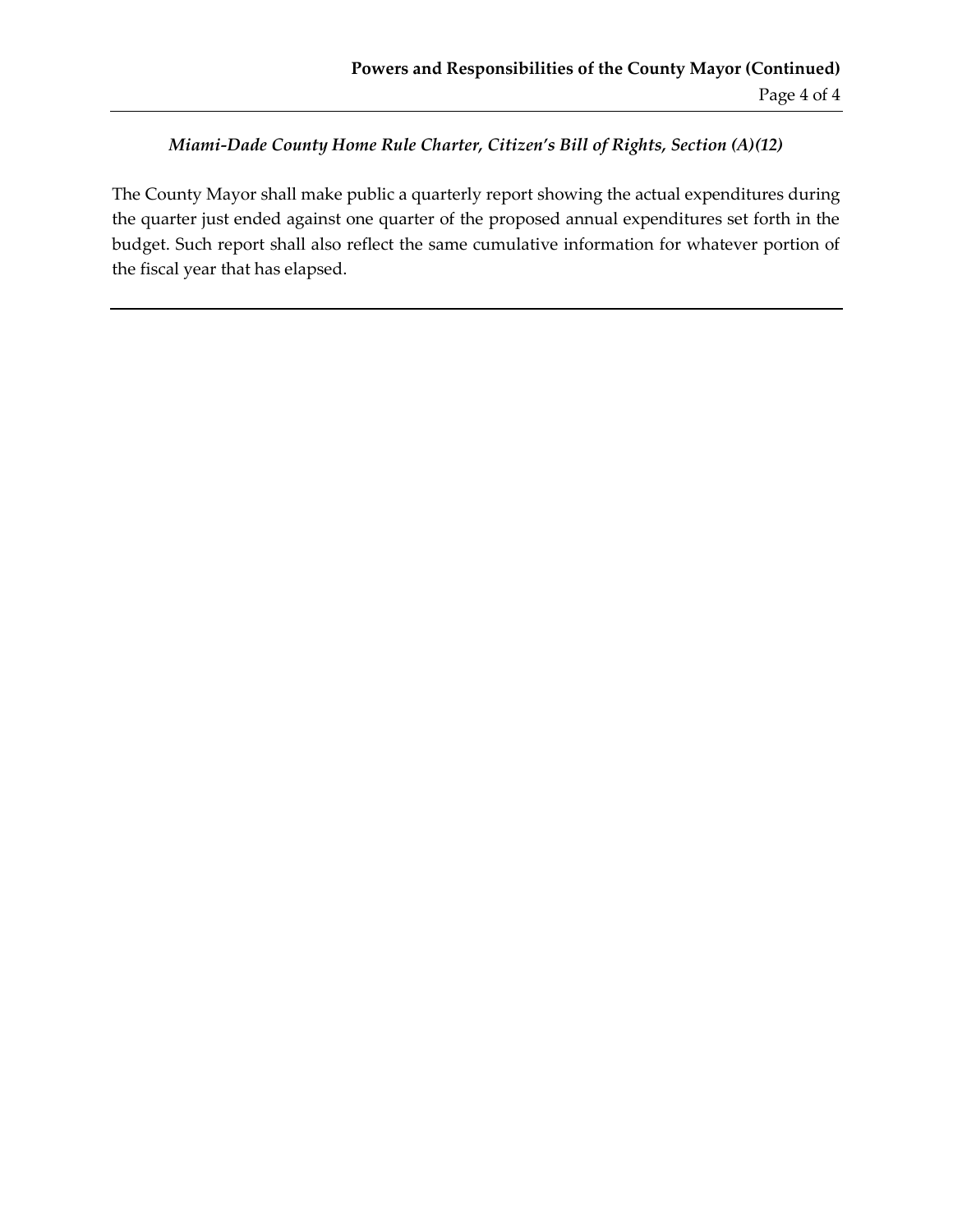***Miami-Dade County Home Rule Charter, Citizen's Bill of Rights, Section (A)(12)***

The County Mayor shall make public a quarterly report showing the actual expenditures during the quarter just ended against one quarter of the proposed annual expenditures set forth in the budget. Such report shall also reflect the same cumulative information for whatever portion of the fiscal year that has elapsed.